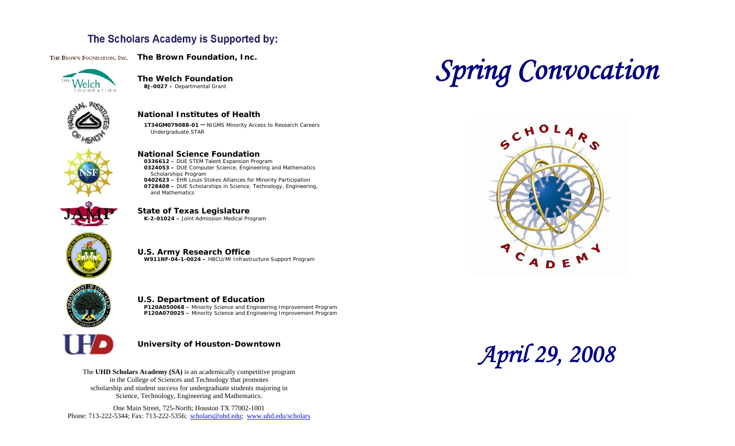## The Scholars Academy is Supported by:

**The Brown Foundation, Inc.**

**The Welch Foundation**
**BJ-0027 –** Departmental Grant

**National Institutes of Health**
**1T34GM079088-01 —** NIGMS Minority Access to Research Careers Undergraduate STAR

**National Science Foundation**
**0336612 –** DUE STEM Talent Expansion Program
**0324053 –** DUE Computer Science, Engineering and Mathematics Scholarships Program
**0402623 –** EHR Louis Stokes Alliances for Minority Participation
**0728408 –** DUE Scholarships in Science, Technology, Engineering, and Mathematics

**State of Texas Legislature**
**K-2-01024 –** Joint Admission Medical Program

**U.S. Army Research Office**
**W911NF-04-1-0024 –** HBCU/MI Infrastructure Support Program

**U.S. Department of Education**
**P120A050068 –** Minority Science and Engineering Improvement Program
**P120A070025 –** Minority Science and Engineering Improvement Program

**University of Houston-Downtown**

The **UHD Scholars Academy (SA)** is an academically competitive program in the College of Sciences and Technology that promotes scholarship and student success for undergraduate students majoring in Science, Technology, Engineering and Mathematics.

One Main Street, 725-North; Houston TX 77002-1001
Phone: 713-222-5344; Fax: 713-222-5356; scholars@uhd.edu; www.uhd.edu/scholars

# *Spring Convocation*

SCHOLARS ACADEMY

## *April 29, 2008*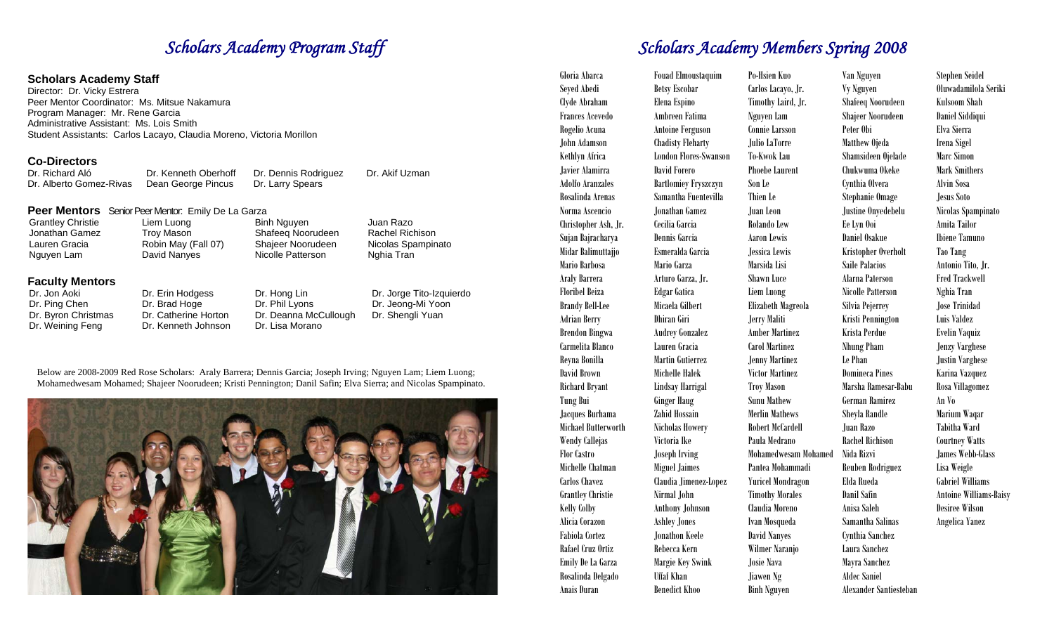# Scholars Academy Program Staff

### Scholars Academy Staff

Director: Dr. Vicky Estrera
Peer Mentor Coordinator: Ms. Mitsue Nakamura
Program Manager: Mr. Rene Garcia
Administrative Assistant: Ms. Lois Smith
Student Assistants: Carlos Lacayo, Claudia Moreno, Victoria Morillon

### Co-Directors

Dr. Richard Aló
Dr. Alberto Gomez-Rivas
Dr. Kenneth Oberhoff
Dean George Pincus
Dr. Dennis Rodriguez
Dr. Larry Spears
Dr. Akif Uzman

### Peer Mentors

Senior Peer Mentor: Emily De La Garza

Grantley Christie
Jonathan Gamez
Lauren Gracia
Nguyen Lam
Liem Luong
Troy Mason
Robin May (Fall 07)
David Nanyes
Binh Nguyen
Shafeeq Noorudeen
Shajeer Noorudeen
Nicolle Patterson
Juan Razo
Rachel Richison
Nicolas Spampinato
Nghia Tran

### Faculty Mentors

Dr. Jon Aoki
Dr. Ping Chen
Dr. Byron Christmas
Dr. Weining Feng
Dr. Erin Hodgess
Dr. Brad Hoge
Dr. Catherine Horton
Dr. Kenneth Johnson
Dr. Hong Lin
Dr. Phil Lyons
Dr. Deanna McCullough
Dr. Lisa Morano
Dr. Jorge Tito-Izquierdo
Dr. Jeong-Mi Yoon
Dr. Shengli Yuan

Below are 2008-2009 Red Rose Scholars: Araly Barrera; Dennis Garcia; Joseph Irving; Nguyen Lam; Liem Luong; Mohamedwesam Mohamed; Shajeer Noorudeen; Kristi Pennington; Danil Safin; Elva Sierra; and Nicolas Spampinato.

# Scholars Academy Members Spring 2008

Gloria Abarca
Seyed Abedi
Clyde Abraham
Frances Acevedo
Rogelio Acuna
John Adamson
Kethlyn Africa
Javier Alamirra
Adolfo Aranzales
Rosalinda Arenas
Norma Ascencio
Christopher Ash, Jr.
Sujan Bajracharya
Midar Balimuttajjo
Mario Barbosa
Araly Barrera
Floribel Beiza
Brandy Bell-Lee
Adrian Berry
Brendon Bingwa
Carmelita Blanco
Reyna Bonilla
David Brown
Richard Bryant
Tung Bui
Jacques Burhama
Michael Butterworth
Wendy Callejas
Flor Castro
Michelle Chatman
Carlos Chavez
Grantley Christie
Kelly Colby
Alicia Corazon
Fabiola Cortez
Rafael Cruz Ortiz
Emily De La Garza
Rosalinda Delgado
Anais Duran
Fouad Elmoustaquim
Betsy Escobar
Elena Espino
Ambreen Fatima
Antoine Ferguson
Chadisty Fleharty
London Flores-Swanson
David Forero
Bartlomiey Fryszczyn
Samantha Fuentevilla
Jonathan Gamez
Cecilia Garcia
Dennis Garcia
Esmeralda Garcia
Mario Garza
Arturo Garza, Jr.
Edgar Gatica
Micaela Gilbert
Dhiran Giri
Audrey Gonzalez
Lauren Gracia
Martin Gutierrez
Michelle Halek
Lindsay Harrigal
Ginger Haug
Zahid Hossain
Nicholas Howery
Victoria Ike
Joseph Irving
Miguel Jaimes
Claudia Jimenez-Lopez
Nirmal John
Anthony Johnson
Ashley Jones
Jonathon Keele
Rebecca Kern
Margie Key Swink
Uffaf Khan
Benedict Khoo
Po-Hsien Kuo
Carlos Lacayo, Jr.
Timothy Laird, Jr.
Nguyen Lam
Connie Larsson
Julio LaTorre
To-Kwok Lau
Phoebe Laurent
Thien Le
Son Le
Juan Leon
Rolando Lew
Aaron Lewis
Jessica Lewis
Marsida Lisi
Shawn Luce
Liem Luong
Elizabeth Magreola
Jerry Maliti
Amber Martinez
Carol Martinez
Jenny Martinez
Victor Martinez
Troy Mason
Sunu Mathew
Merlin Mathews
Robert McCardell
Paula Medrano
Mohamedwesam Mohamed
Pantea Mohammadi
Yuricel Mondragon
Timothy Morales
Claudia Moreno
Ivan Mosqueda
David Nanyes
Wilmer Naranjo
Josie Nava
Jiawen Ng
Binh Nguyen
Van Nguyen
Vy Nguyen
Shafeeq Noorudeen
Shajeer Noorudeen
Peter Obi
Matthew Ojeda
Shamsideen Ojelade
Chukwuma Okeke
Cynthia Olvera
Stephanie Omage
Justine Onyedebelu
Ee Lyn Ooi
Daniel Osakue
Kristopher Overholt
Saile Palacios
Alarna Paterson
Nicolle Patterson
Silvia Pejerrey
Kristi Pennington
Krista Perdue
Nhung Pham
Le Phan
Domineca Pines
Marsha Ramesar-Babu
German Ramirez
Sheyla Randle
Juan Razo
Rachel Richison
Nida Rizvi
Reuben Rodriguez
Elda Rueda
Danil Safin
Anisa Saleh
Samantha Salinas
Cynthia Sanchez
Laura Sanchez
Mayra Sanchez
Aldec Saniel
Alexander Santiesteban
Stephen Seidel
Oluwadamilola Seriki
Kulsoom Shah
Daniel Siddiqui
Elva Sierra
Irena Sigel
Marc Simon
Mark Smithers
Alvin Sosa
Jesus Soto
Nicolas Spampinato
Amita Tailor
Ibiene Tamuno
Tao Tang
Antonio Tito, Jr.
Fred Trackwell
Nghia Tran
Jose Trinidad
Luis Valdez
Evelin Vaquiz
Jenzy Varghese
Justin Varghese
Karina Vazquez
Rosa Villagomez
An Vo
Marium Waqar
Tabitha Ward
Courtney Watts
James Webb-Glass
Lisa Weigle
Gabriel Williams
Antoine Williams-Baisy
Desiree Wilson
Angelica Yanez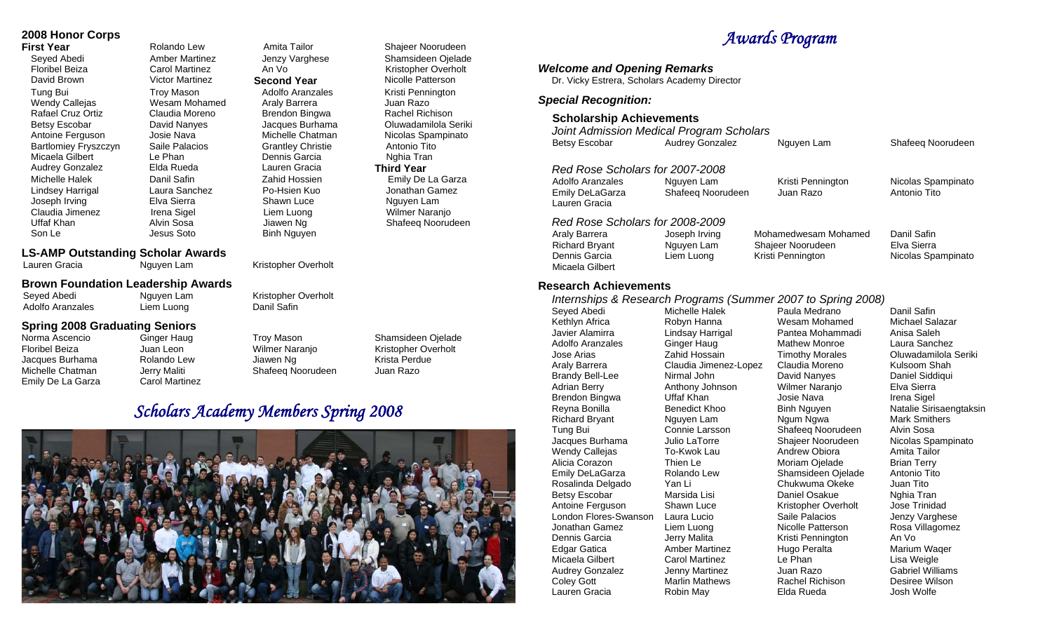## 2008 Honor Corps

### First Year

Seyed Abedi
Floribel Beiza
David Brown
Tung Bui
Wendy Callejas
Rafael Cruz Ortiz
Betsy Escobar
Antoine Ferguson
Bartlomiey Fryszczyn
Micaela Gilbert
Audrey Gonzalez
Michelle Halek
Lindsey Harrigal
Joseph Irving
Claudia Jimenez
Uffaf Khan
Son Le
Rolando Lew
Amber Martinez
Carol Martinez
Victor Martinez
Troy Mason
Wesam Mohamed
Claudia Moreno
David Nanyes
Josie Nava
Saile Palacios
Le Phan
Elda Rueda
Danil Safin
Laura Sanchez
Elva Sierra
Irena Sigel
Alvin Sosa
Jesus Soto
Amita Tailor
Jenzy Varghese
An Vo

### Second Year

Adolfo Aranzales
Araly Barrera
Brendon Bingwa
Jacques Burhama
Michelle Chatman
Grantley Christie
Dennis Garcia
Lauren Gracia
Zahid Hossien
Po-Hsien Kuo
Shawn Luce
Liem Luong
Jiawen Ng
Binh Nguyen
Shajeer Noorudeen
Shamsideen Ojelade
Kristopher Overholt
Nicolle Patterson
Kristi Pennington
Juan Razo
Rachel Richison
Oluwadamilola Seriki
Nicolas Spampinato
Antonio Tito
Nghia Tran

### Third Year

Emily De La Garza
Jonathan Gamez
Nguyen Lam
Wilmer Naranjo
Shafeeq Noorudeen

## LS-AMP Outstanding Scholar Awards

Lauren Gracia
Nguyen Lam
Kristopher Overholt

## Brown Foundation Leadership Awards

Seyed Abedi
Adolfo Aranzales
Nguyen Lam
Liem Luong
Kristopher Overholt
Danil Safin

## Spring 2008 Graduating Seniors

Norma Ascencio
Floribel Beiza
Jacques Burhama
Michelle Chatman
Emily De La Garza
Ginger Haug
Juan Leon
Rolando Lew
Jerry Maliti
Carol Martinez
Troy Mason
Wilmer Naranjo
Jiawen Ng
Shafeeq Noorudeen
Shamsideen Ojelade
Kristopher Overholt
Krista Perdue
Juan Razo

# *Scholars Academy Members Spring 2008*

# *Awards Program*

### *Welcome and Opening Remarks*

Dr. Vicky Estrera, Scholars Academy Director

### *Special Recognition:*

### Scholarship Achievements

*Joint Admission Medical Program Scholars*

Betsy Escobar
Audrey Gonzalez
Nguyen Lam
Shafeeq Noorudeen

*Red Rose Scholars for 2007-2008*

Adolfo Aranzales
Emily DeLaGarza
Lauren Gracia
Nguyen Lam
Shafeeq Noorudeen
Kristi Pennington
Juan Razo
Nicolas Spampinato
Antonio Tito

*Red Rose Scholars for 2008-2009*

Araly Barrera
Richard Bryant
Dennis Garcia
Micaela Gilbert
Joseph Irving
Nguyen Lam
Liem Luong
Mohamedwesam Mohamed
Shajeer Noorudeen
Kristi Pennington
Danil Safin
Elva Sierra
Nicolas Spampinato

### Research Achievements

*Internships & Research Programs (Summer 2007 to Spring 2008)*

Seyed Abedi
Kethlyn Africa
Javier Alamirra
Adolfo Aranzales
Jose Arias
Araly Barrera
Brandy Bell-Lee
Adrian Berry
Brendon Bingwa
Reyna Bonilla
Richard Bryant
Tung Bui
Jacques Burhama
Wendy Callejas
Alicia Corazon
Emily DeLaGarza
Rosalinda Delgado
Betsy Escobar
Antoine Ferguson
London Flores-Swanson
Jonathan Gamez
Dennis Garcia
Edgar Gatica
Micaela Gilbert
Audrey Gonzalez
Coley Gott
Lauren Gracia
Michelle Halek
Robyn Hanna
Lindsay Harrigal
Ginger Haug
Zahid Hossain
Claudia Jimenez-Lopez
Nirmal John
Anthony Johnson
Uffaf Khan
Benedict Khoo
Nguyen Lam
Connie Larsson
Julio LaTorre
To-Kwok Lau
Thien Le
Rolando Lew
Yan Li
Marsida Lisi
Shawn Luce
Laura Lucio
Liem Luong
Jerry Malita
Amber Martinez
Carol Martinez
Jenny Martinez
Marlin Mathews
Robin May
Paula Medrano
Wesam Mohamed
Pantea Mohammadi
Mathew Monroe
Timothy Morales
Claudia Moreno
David Nanyes
Wilmer Naranjo
Josie Nava
Binh Nguyen
Ngum Ngwa
Shafeeq Noorudeen
Shajeer Noorudeen
Andrew Obiora
Moriam Ojelade
Shamsideen Ojelade
Chukwuma Okeke
Daniel Osakue
Kristopher Overholt
Saile Palacios
Nicolle Patterson
Kristi Pennington
Hugo Peralta
Le Phan
Juan Razo
Rachel Richison
Elda Rueda
Danil Safin
Michael Salazar
Anisa Saleh
Laura Sanchez
Oluwadamilola Seriki
Kulsoom Shah
Daniel Siddiqui
Elva Sierra
Irena Sigel
Natalie Sirisaengtaksin
Mark Smithers
Alvin Sosa
Nicolas Spampinato
Amita Tailor
Brian Terry
Antonio Tito
Juan Tito
Nghia Tran
Jose Trinidad
Jenzy Varghese
Rosa Villagomez
An Vo
Marium Waqer
Lisa Weigle
Gabriel Williams
Desiree Wilson
Josh Wolfe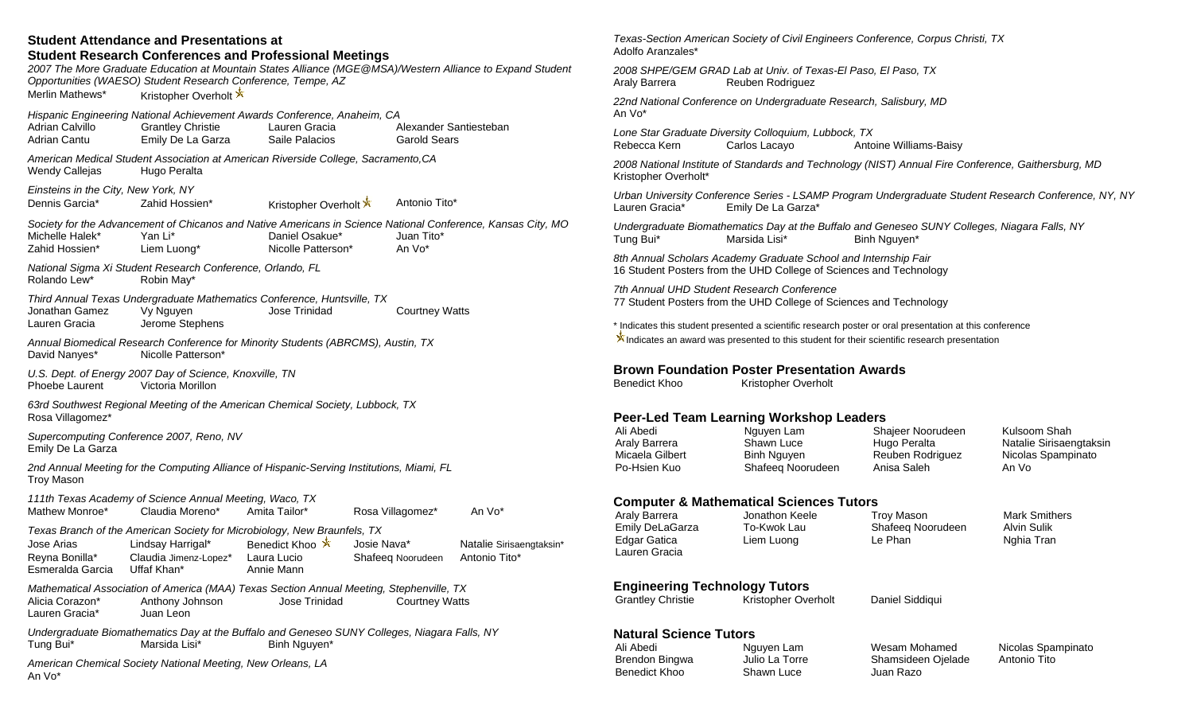## Student Attendance and Presentations at Student Research Conferences and Professional Meetings

*2007 The More Graduate Education at Mountain States Alliance (MGE@MSA)/Western Alliance to Expand Student Opportunities (WAESO) Student Research Conference, Tempe, AZ*

Merlin Mathews* Kristopher Overholt ★

*Hispanic Engineering National Achievement Awards Conference, Anaheim, CA*

Adrian Calvillo, Grantley Christie, Lauren Gracia, Alexander Santiesteban, Adrian Cantu, Emily De La Garza, Saile Palacios, Garold Sears

*American Medical Student Association at American Riverside College, Sacramento, CA*

Wendy Callejas, Hugo Peralta

*Einsteins in the City, New York, NY*

Dennis Garcia*, Zahid Hossien*, Kristopher Overholt ★, Antonio Tito*

*Society for the Advancement of Chicanos and Native Americans in Science National Conference, Kansas City, MO*

Michelle Halek*, Yan Li*, Daniel Osakue*, Juan Tito*, Zahid Hossien*, Liem Luong*, Nicolle Patterson*, An Vo*

*National Sigma Xi Student Research Conference, Orlando, FL*

Rolando Lew*, Robin May*

*Third Annual Texas Undergraduate Mathematics Conference, Huntsville, TX*

Jonathan Gamez, Vy Nguyen, Jose Trinidad, Courtney Watts, Lauren Gracia, Jerome Stephens

*Annual Biomedical Research Conference for Minority Students (ABRCMS), Austin, TX*

David Nanyes*, Nicolle Patterson*

*U.S. Dept. of Energy 2007 Day of Science, Knoxville, TN*

Phoebe Laurent, Victoria Morillon

*63rd Southwest Regional Meeting of the American Chemical Society, Lubbock, TX*

Rosa Villagomez*

*Supercomputing Conference 2007, Reno, NV*

Emily De La Garza

*2nd Annual Meeting for the Computing Alliance of Hispanic-Serving Institutions, Miami, FL*

Troy Mason

*111th Texas Academy of Science Annual Meeting, Waco, TX*

Mathew Monroe*, Claudia Moreno*, Amita Tailor*, Rosa Villagomez*, An Vo*

*Texas Branch of the American Society for Microbiology, New Braunfels, TX*

Jose Arias, Lindsay Harrigal*, Benedict Khoo ★, Josie Nava*, Natalie Sirisaengtaksin*, Reyna Bonilla*, Claudia Jimenz-Lopez*, Laura Lucio, Shafeeq Noorudeen, Antonio Tito*, Esmeralda Garcia, Uffaf Khan*, Annie Mann

*Mathematical Association of America (MAA) Texas Section Annual Meeting, Stephenville, TX*

Alicia Corazon*, Anthony Johnson, Jose Trinidad, Courtney Watts, Lauren Gracia*, Juan Leon

*Undergraduate Biomathematics Day at the Buffalo and Geneseo SUNY Colleges, Niagara Falls, NY*

Tung Bui*, Marsida Lisi*, Binh Nguyen*

*American Chemical Society National Meeting, New Orleans, LA*

An Vo*

*Texas-Section American Society of Civil Engineers Conference, Corpus Christi, TX*

Adolfo Aranzales*

*2008 SHPE/GEM GRAD Lab at Univ. of Texas-El Paso, El Paso, TX*

Araly Barrera, Reuben Rodriguez

*22nd National Conference on Undergraduate Research, Salisbury, MD*

An Vo*

*Lone Star Graduate Diversity Colloquium, Lubbock, TX*

Rebecca Kern, Carlos Lacayo, Antoine Williams-Baisy

*2008 National Institute of Standards and Technology (NIST) Annual Fire Conference, Gaithersburg, MD*

Kristopher Overholt*

*Urban University Conference Series - LSAMP Program Undergraduate Student Research Conference, NY, NY*

Lauren Gracia*, Emily De La Garza*

*Undergraduate Biomathematics Day at the Buffalo and Geneseo SUNY Colleges, Niagara Falls, NY*

Tung Bui*, Marsida Lisi*, Binh Nguyen*

*8th Annual Scholars Academy Graduate School and Internship Fair*

16 Student Posters from the UHD College of Sciences and Technology

*7th Annual UHD Student Research Conference*

77 Student Posters from the UHD College of Sciences and Technology

\* Indicates this student presented a scientific research poster or oral presentation at this conference

★ Indicates an award was presented to this student for their scientific research presentation

## Brown Foundation Poster Presentation Awards

Benedict Khoo, Kristopher Overholt

## Peer-Led Team Learning Workshop Leaders

| | | | |
|---|---|---|---|
| Ali Abedi | Nguyen Lam | Shajeer Noorudeen | Kulsoom Shah |
| Araly Barrera | Shawn Luce | Hugo Peralta | Natalie Sirisaengtaksin |
| Micaela Gilbert | Binh Nguyen | Reuben Rodriguez | Nicolas Spampinato |
| Po-Hsien Kuo | Shafeeq Noorudeen | Anisa Saleh | An Vo |

## Computer & Mathematical Sciences Tutors

| | | | |
|---|---|---|---|
| Araly Barrera | Jonathon Keele | Troy Mason | Mark Smithers |
| Emily DeLaGarza | To-Kwok Lau | Shafeeq Noorudeen | Alvin Sulik |
| Edgar Gatica | Liem Luong | Le Phan | Nghia Tran |
| Lauren Gracia | | | |

## Engineering Technology Tutors

Grantley Christie, Kristopher Overholt, Daniel Siddiqui

## Natural Science Tutors

| | | | |
|---|---|---|---|
| Ali Abedi | Nguyen Lam | Wesam Mohamed | Nicolas Spampinato |
| Brendon Bingwa | Julio La Torre | Shamsideen Ojelade | Antonio Tito |
| Benedict Khoo | Shawn Luce | Juan Razo | |